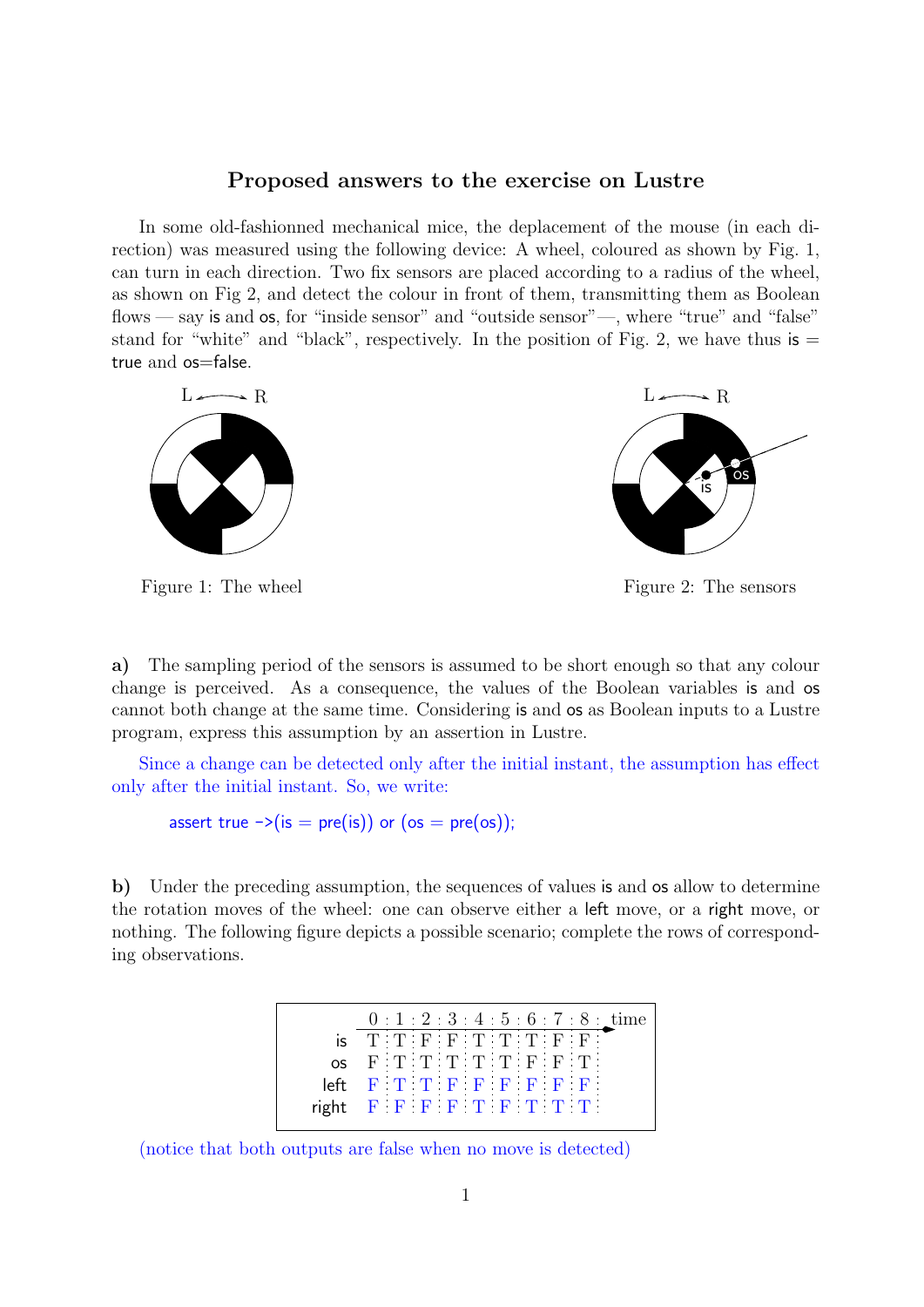## Proposed answers to the exercise on Lustre

In some old-fashionned mechanical mice, the deplacement of the mouse (in each direction) was measured using the following device: A wheel, coloured as shown by Fig. 1, can turn in each direction. Two fix sensors are placed according to a radius of the wheel, as shown on Fig 2, and detect the colour in front of them, transmitting them as Boolean flows — say is and os, for "inside sensor" and "outside sensor"—, where "true" and "false" stand for "white" and "black", respectively. In the position of Fig. 2, we have thus is = true and os=false.

Figure 1: The wheel

Figure 2: The sensors

**a)** The sampling period of the sensors is assumed to be short enough so that any colour change is perceived. As a consequence, the values of the Boolean variables is and os cannot both change at the same time. Considering is and os as Boolean inputs to a Lustre program, express this assumption by an assertion in Lustre.

Since a change can be detected only after the initial instant, the assumption has effect only after the initial instant. So, we write:

```
assert true ->(is = pre(is)) or (os = pre(os));
```

**b)** Under the preceding assumption, the sequences of values is and os allow to determine the rotation moves of the wheel: one can observe either a left move, or a right move, or nothing. The following figure depicts a possible scenario; complete the rows of corresponding observations.

| time | 0 | 1 | 2 | 3 | 4 | 5 | 6 | 7 | 8 |
|---|---|---|---|---|---|---|---|---|---|
| is | T | T | F | F | T | T | T | F | F |
| os | F | T | T | T | T | T | F | F | T |
| left | F | T | T | F | F | F | F | F | F |
| right | F | F | F | F | T | F | T | T | T |

(notice that both outputs are false when no move is detected)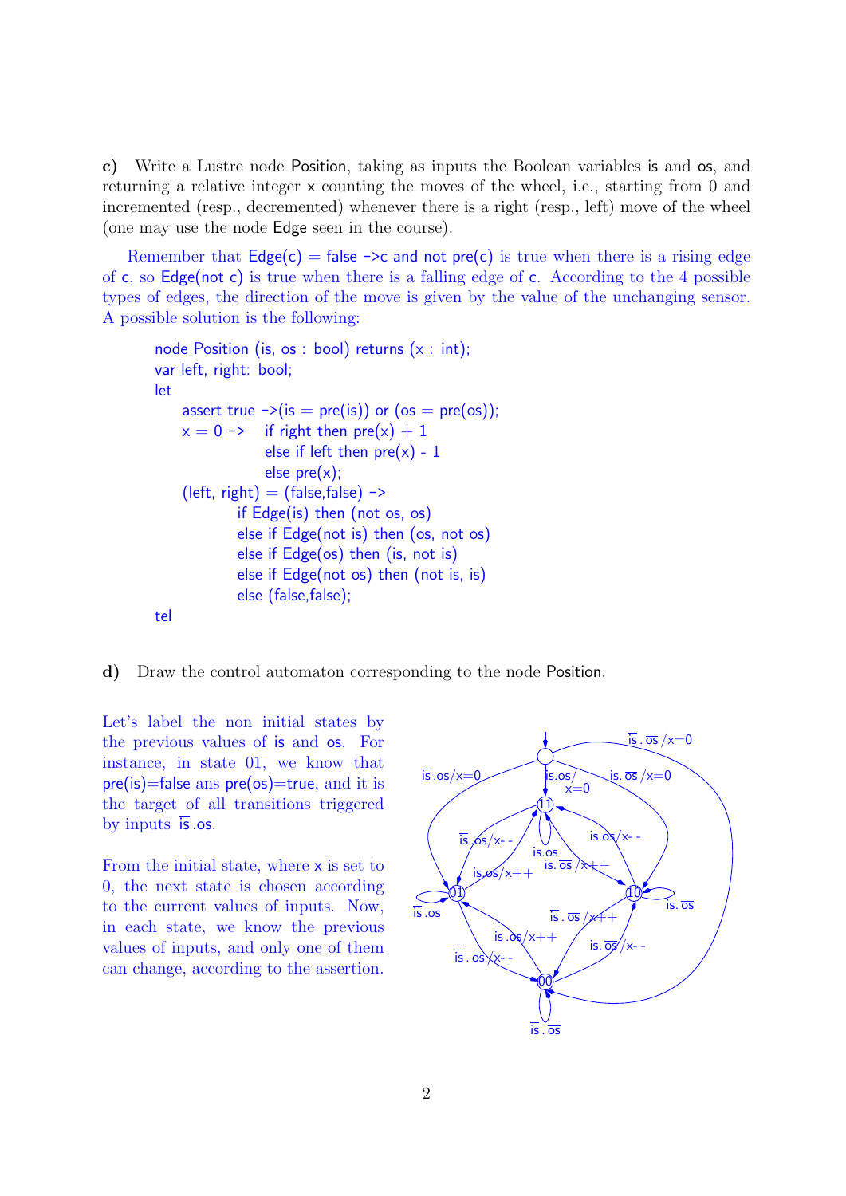**c)** Write a Lustre node Position, taking as inputs the Boolean variables is and os, and returning a relative integer x counting the moves of the wheel, i.e., starting from 0 and incremented (resp., decremented) whenever there is a right (resp., left) move of the wheel (one may use the node Edge seen in the course).

Remember that Edge(c) = false ->c and not pre(c) is true when there is a rising edge of c, so Edge(not c) is true when there is a falling edge of c. According to the 4 possible types of edges, the direction of the move is given by the value of the unchanging sensor. A possible solution is the following:

```
node Position (is, os : bool) returns (x : int);
var left, right: bool;
let
    assert true ->(is = pre(is)) or (os = pre(os));
    x = 0 ->   if right then pre(x) + 1
               else if left then pre(x) - 1
               else pre(x);
    (left, right) = (false,false) ->
              if Edge(is) then (not os, os)
              else if Edge(not is) then (os, not os)
              else if Edge(os) then (is, not is)
              else if Edge(not os) then (not is, is)
              else (false,false);
tel
```

**d)** Draw the control automaton corresponding to the node Position.

Let's label the non initial states by the previous values of is and os. For instance, in state 01, we know that pre(is)=false ans pre(os)=true, and it is the target of all transitions triggered by inputs $\overline{\text{is}}.\text{os}$.

From the initial state, where x is set to 0, the next state is chosen according to the current values of inputs. Now, in each state, we know the previous values of inputs, and only one of them can change, according to the assertion.

$\overline{\text{is}}.\overline{\text{os}}$/x=0
$\overline{\text{is}}$.os/x=0
is.os/x=0
is.$\overline{\text{os}}$/x=0
11
01
10
00
$\overline{\text{is}}$.os/x- -
is.os
is.os/x++
is.$\overline{\text{os}}$/x++
is.os/x- -
$\overline{\text{is}}$.os
is.$\overline{\text{os}}$
$\overline{\text{is}}.\overline{\text{os}}$/x++
$\overline{\text{is}}$.os/x++
is.$\overline{\text{os}}$/x- -
$\overline{\text{is}}.\overline{\text{os}}$/x- -
$\overline{\text{is}}.\overline{\text{os}}$